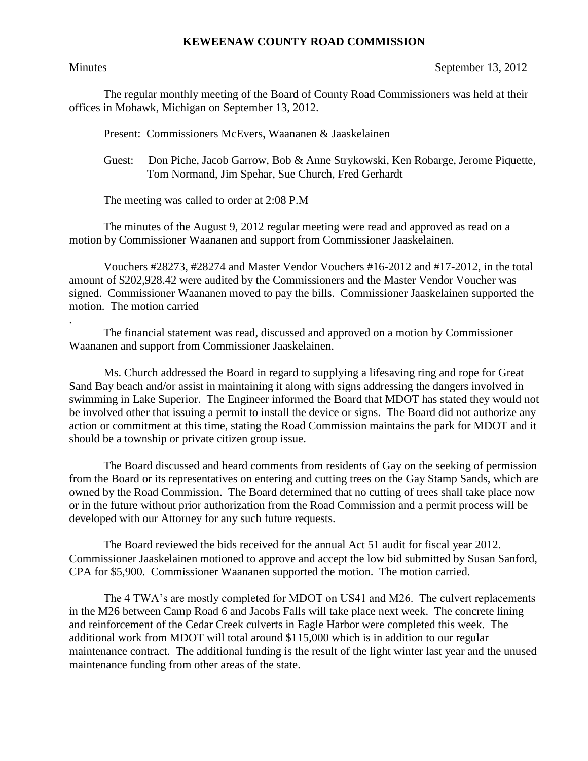# KEWEENAW COUNTY ROAD COMMISSION

Minutes September 13, 2012

The regular monthly meeting of the Board of County Road Commissioners was held at their offices in Mohawk, Michigan on September 13, 2012.

Present: Commissioners McEvers, Waananen & Jaaskelainen

Guest: Don Piche, Jacob Garrow, Bob & Anne Strykowski, Ken Robarge, Jerome Piquette, Tom Normand, Jim Spehar, Sue Church, Fred Gerhardt

The meeting was called to order at 2:08 P.M

The minutes of the August 9, 2012 regular meeting were read and approved as read on a motion by Commissioner Waananen and support from Commissioner Jaaskelainen.

Vouchers #28273, #28274 and Master Vendor Vouchers #16-2012 and #17-2012, in the total amount of $202,928.42 were audited by the Commissioners and the Master Vendor Voucher was signed. Commissioner Waananen moved to pay the bills. Commissioner Jaaskelainen supported the motion. The motion carried

.

The financial statement was read, discussed and approved on a motion by Commissioner Waananen and support from Commissioner Jaaskelainen.

Ms. Church addressed the Board in regard to supplying a lifesaving ring and rope for Great Sand Bay beach and/or assist in maintaining it along with signs addressing the dangers involved in swimming in Lake Superior. The Engineer informed the Board that MDOT has stated they would not be involved other that issuing a permit to install the device or signs. The Board did not authorize any action or commitment at this time, stating the Road Commission maintains the park for MDOT and it should be a township or private citizen group issue.

The Board discussed and heard comments from residents of Gay on the seeking of permission from the Board or its representatives on entering and cutting trees on the Gay Stamp Sands, which are owned by the Road Commission. The Board determined that no cutting of trees shall take place now or in the future without prior authorization from the Road Commission and a permit process will be developed with our Attorney for any such future requests.

The Board reviewed the bids received for the annual Act 51 audit for fiscal year 2012. Commissioner Jaaskelainen motioned to approve and accept the low bid submitted by Susan Sanford, CPA for $5,900. Commissioner Waananen supported the motion. The motion carried.

The 4 TWA's are mostly completed for MDOT on US41 and M26. The culvert replacements in the M26 between Camp Road 6 and Jacobs Falls will take place next week. The concrete lining and reinforcement of the Cedar Creek culverts in Eagle Harbor were completed this week. The additional work from MDOT will total around $115,000 which is in addition to our regular maintenance contract. The additional funding is the result of the light winter last year and the unused maintenance funding from other areas of the state.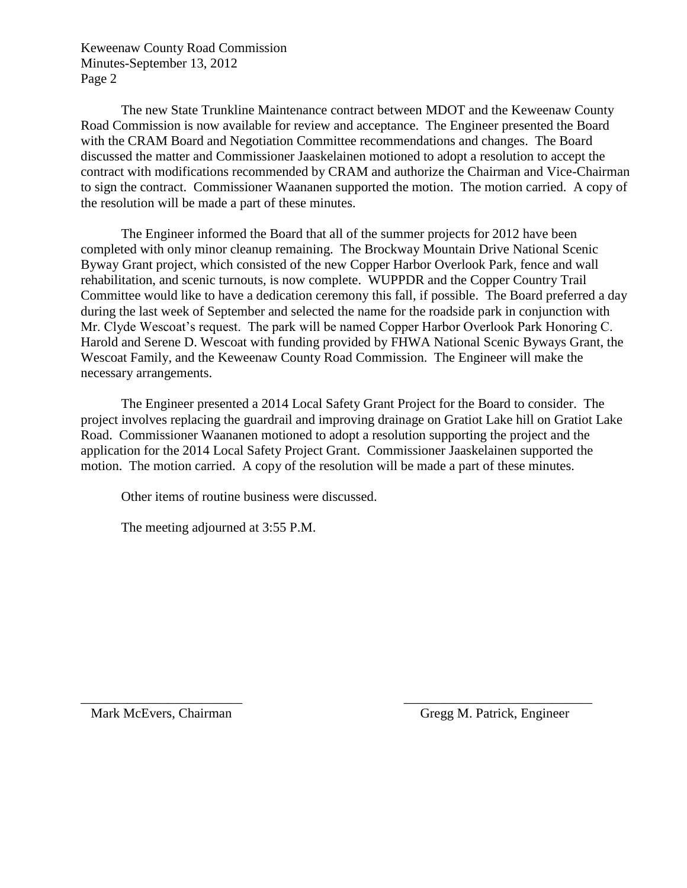The new State Trunkline Maintenance contract between MDOT and the Keweenaw County Road Commission is now available for review and acceptance. The Engineer presented the Board with the CRAM Board and Negotiation Committee recommendations and changes. The Board discussed the matter and Commissioner Jaaskelainen motioned to adopt a resolution to accept the contract with modifications recommended by CRAM and authorize the Chairman and Vice-Chairman to sign the contract. Commissioner Waananen supported the motion. The motion carried. A copy of the resolution will be made a part of these minutes.

The Engineer informed the Board that all of the summer projects for 2012 have been completed with only minor cleanup remaining. The Brockway Mountain Drive National Scenic Byway Grant project, which consisted of the new Copper Harbor Overlook Park, fence and wall rehabilitation, and scenic turnouts, is now complete. WUPPDR and the Copper Country Trail Committee would like to have a dedication ceremony this fall, if possible. The Board preferred a day during the last week of September and selected the name for the roadside park in conjunction with Mr. Clyde Wescoat's request. The park will be named Copper Harbor Overlook Park Honoring C. Harold and Serene D. Wescoat with funding provided by FHWA National Scenic Byways Grant, the Wescoat Family, and the Keweenaw County Road Commission. The Engineer will make the necessary arrangements.

The Engineer presented a 2014 Local Safety Grant Project for the Board to consider. The project involves replacing the guardrail and improving drainage on Gratiot Lake hill on Gratiot Lake Road. Commissioner Waananen motioned to adopt a resolution supporting the project and the application for the 2014 Local Safety Project Grant. Commissioner Jaaskelainen supported the motion. The motion carried. A copy of the resolution will be made a part of these minutes.

Other items of routine business were discussed.

The meeting adjourned at 3:55 P.M.

\_\_\_\_\_\_\_\_\_\_\_\_\_\_\_\_\_\_\_\_\_\_\_\_\_\_
Mark McEvers, Chairman

\_\_\_\_\_\_\_\_\_\_\_\_\_\_\_\_\_\_\_\_\_\_\_\_\_\_
Gregg M. Patrick, Engineer